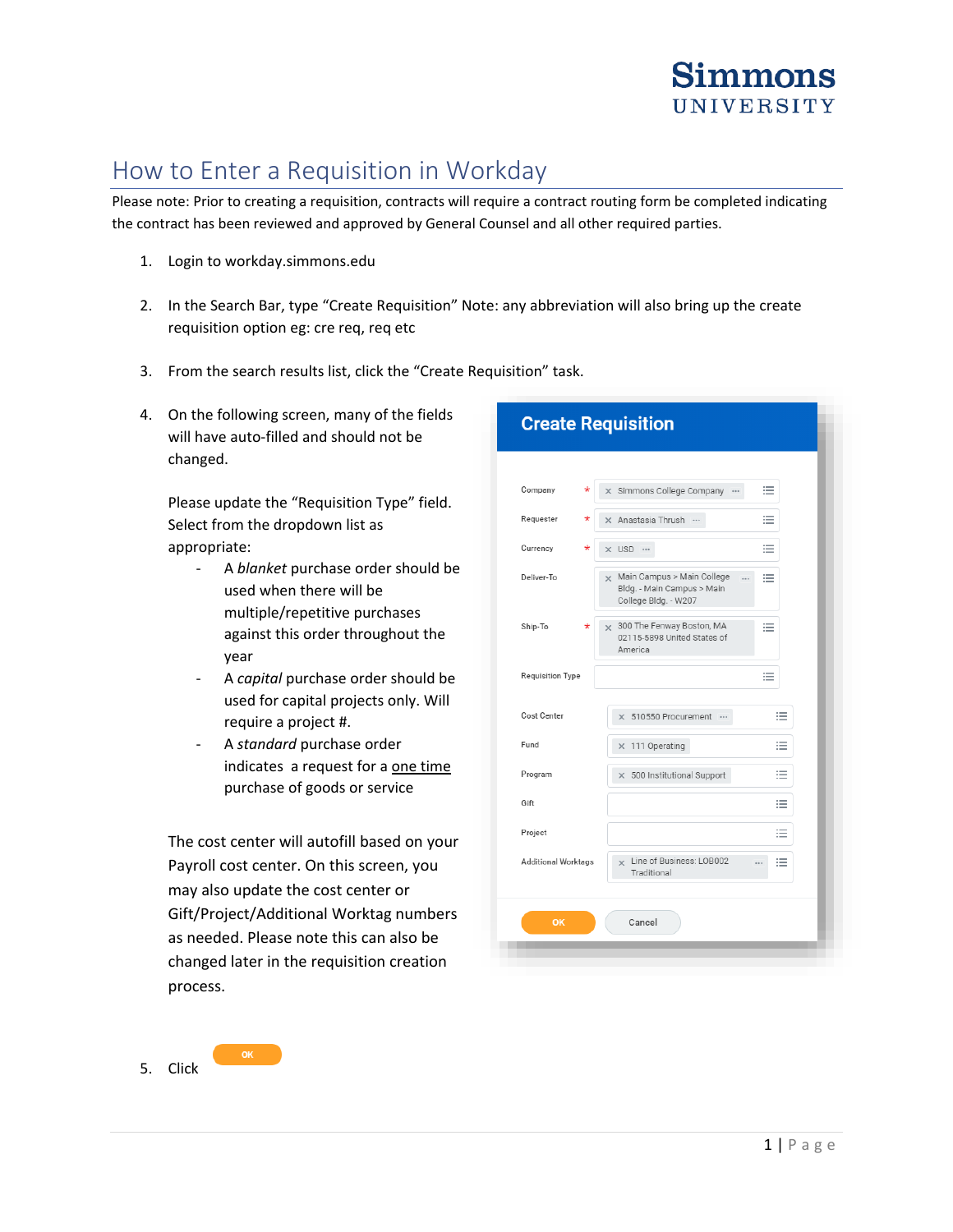# How to Enter a Requisition in Workday

Please note: Prior to creating a requisition, contracts will require a contract routing form be completed indicating the contract has been reviewed and approved by General Counsel and all other required parties.

1. Login to workday.simmons.edu

2. In the Search Bar, type "Create Requisition" Note: any abbreviation will also bring up the create requisition option eg: cre req, req etc

3. From the search results list, click the "Create Requisition" task.

4. On the following screen, many of the fields will have auto-filled and should not be changed.

   Please update the "Requisition Type" field. Select from the dropdown list as appropriate:
   - A *blanket* purchase order should be used when there will be multiple/repetitive purchases against this order throughout the year
   - A *capital* purchase order should be used for capital projects only. Will require a project #.
   - A *standard* purchase order indicates a request for a one time purchase of goods or service

   The cost center will autofill based on your Payroll cost center. On this screen, you may also update the cost center or Gift/Project/Additional Worktag numbers as needed. Please note this can also be changed later in the requisition creation process.

5. Click OK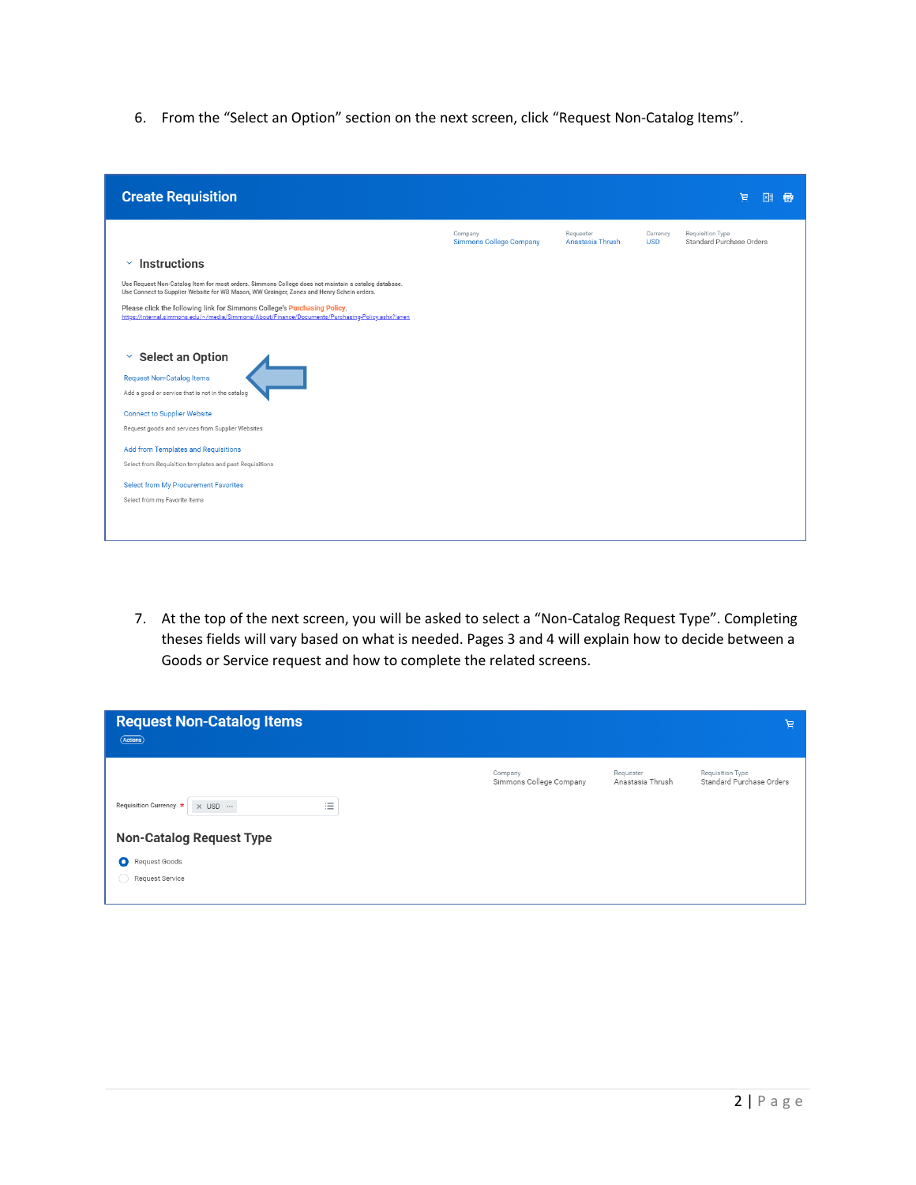6. From the "Select an Option" section on the next screen, click "Request Non-Catalog Items".

7. At the top of the next screen, you will be asked to select a "Non-Catalog Request Type". Completing theses fields will vary based on what is needed. Pages 3 and 4 will explain how to decide between a Goods or Service request and how to complete the related screens.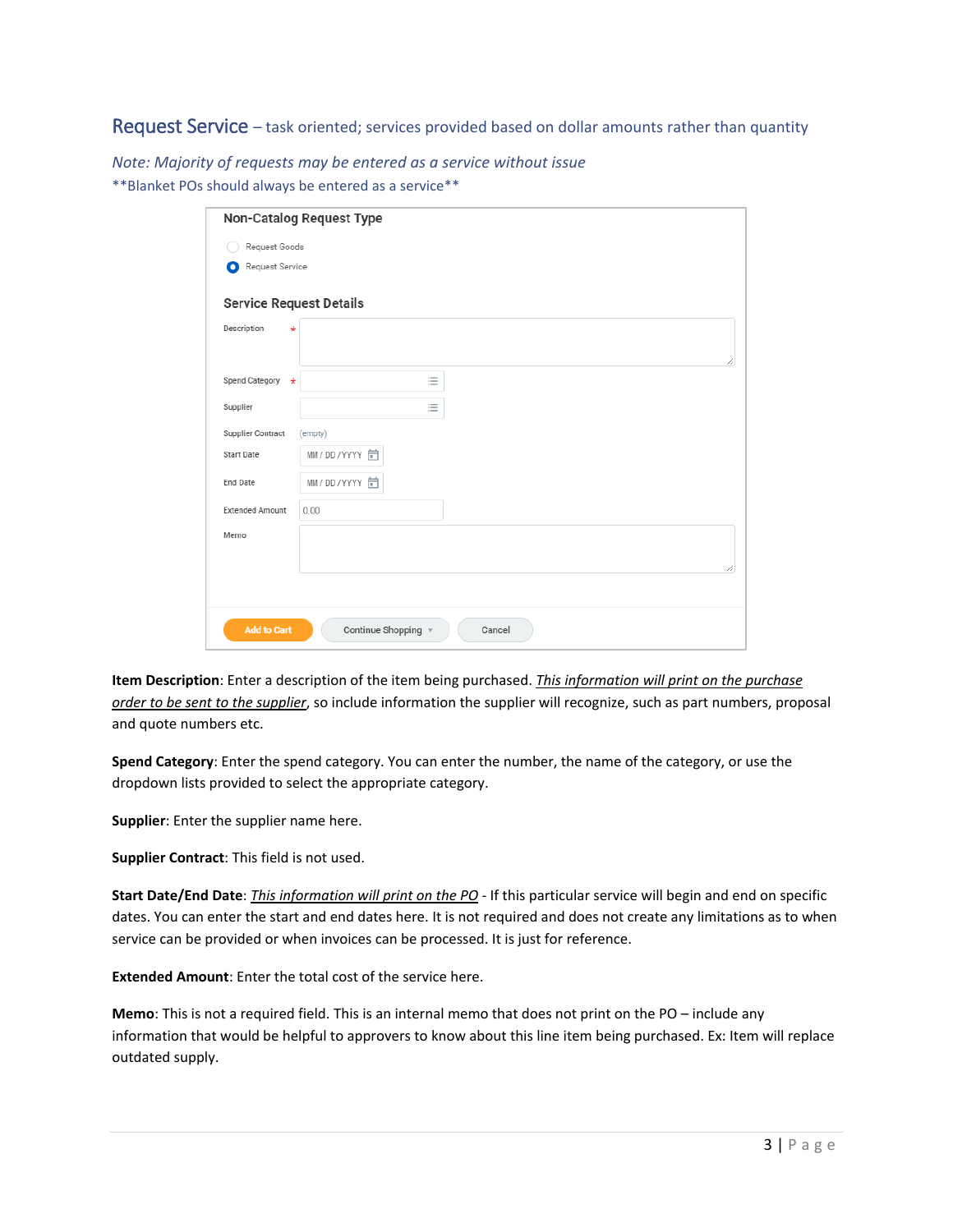## Request Service – task oriented; services provided based on dollar amounts rather than quantity

*Note: Majority of requests may be entered as a service without issue*

**Blanket POs should always be entered as a service**

**Item Description**: Enter a description of the item being purchased. *This information will print on the purchase order to be sent to the supplier*, so include information the supplier will recognize, such as part numbers, proposal and quote numbers etc.

**Spend Category**: Enter the spend category. You can enter the number, the name of the category, or use the dropdown lists provided to select the appropriate category.

**Supplier**: Enter the supplier name here.

**Supplier Contract**: This field is not used.

**Start Date/End Date**: *This information will print on the PO* - If this particular service will begin and end on specific dates. You can enter the start and end dates here. It is not required and does not create any limitations as to when service can be provided or when invoices can be processed. It is just for reference.

**Extended Amount**: Enter the total cost of the service here.

**Memo**: This is not a required field. This is an internal memo that does not print on the PO – include any information that would be helpful to approvers to know about this line item being purchased. Ex: Item will replace outdated supply.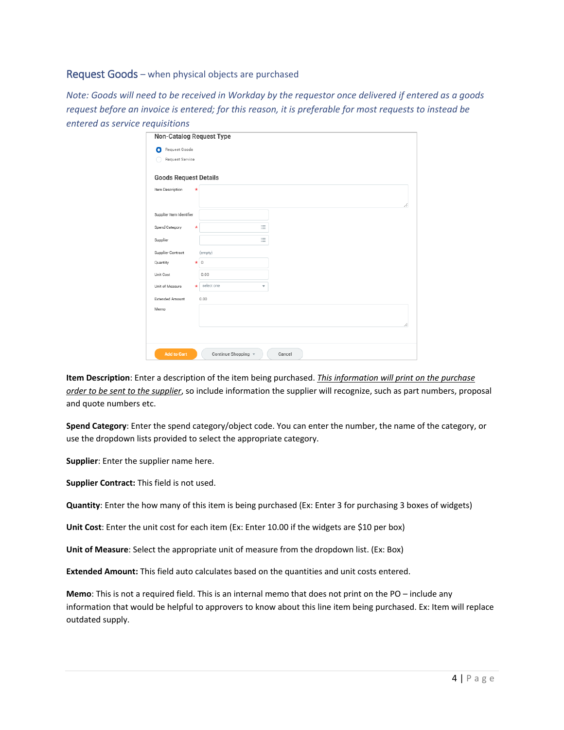## Request Goods – when physical objects are purchased

*Note: Goods will need to be received in Workday by the requestor once delivered if entered as a goods request before an invoice is entered; for this reason, it is preferable for most requests to instead be entered as service requisitions*

**Item Description**: Enter a description of the item being purchased. *This information will print on the purchase order to be sent to the supplier*, so include information the supplier will recognize, such as part numbers, proposal and quote numbers etc.

**Spend Category**: Enter the spend category/object code. You can enter the number, the name of the category, or use the dropdown lists provided to select the appropriate category.

**Supplier**: Enter the supplier name here.

**Supplier Contract:** This field is not used.

**Quantity**: Enter the how many of this item is being purchased (Ex: Enter 3 for purchasing 3 boxes of widgets)

**Unit Cost**: Enter the unit cost for each item (Ex: Enter 10.00 if the widgets are $10 per box)

**Unit of Measure**: Select the appropriate unit of measure from the dropdown list. (Ex: Box)

**Extended Amount:** This field auto calculates based on the quantities and unit costs entered.

**Memo**: This is not a required field. This is an internal memo that does not print on the PO – include any information that would be helpful to approvers to know about this line item being purchased. Ex: Item will replace outdated supply.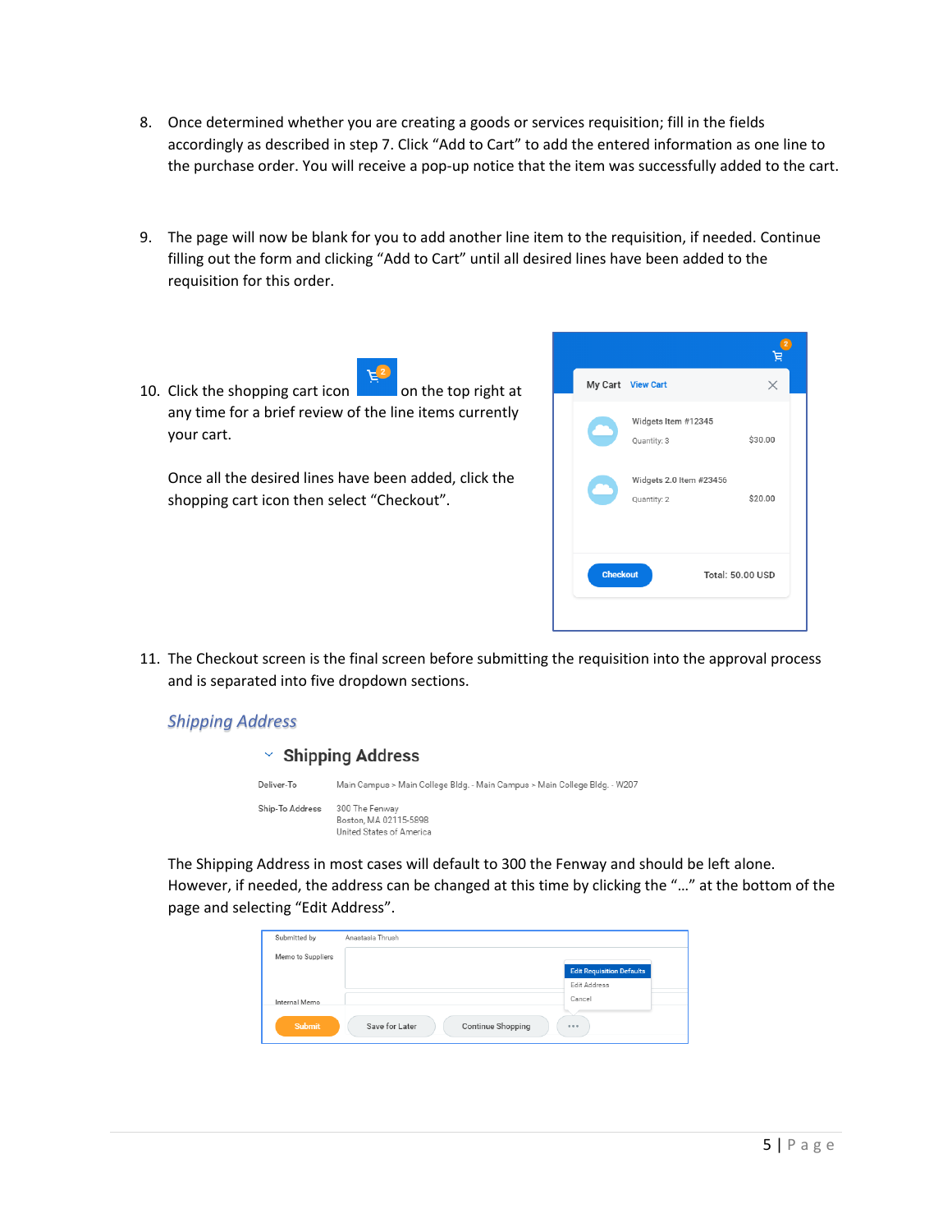8. Once determined whether you are creating a goods or services requisition; fill in the fields accordingly as described in step 7. Click "Add to Cart" to add the entered information as one line to the purchase order. You will receive a pop-up notice that the item was successfully added to the cart.

9. The page will now be blank for you to add another line item to the requisition, if needed. Continue filling out the form and clicking "Add to Cart" until all desired lines have been added to the requisition for this order.

10. Click the shopping cart icon on the top right at any time for a brief review of the line items currently your cart.

    Once all the desired lines have been added, click the shopping cart icon then select "Checkout".

11. The Checkout screen is the final screen before submitting the requisition into the approval process and is separated into five dropdown sections.

### *Shipping Address*

The Shipping Address in most cases will default to 300 the Fenway and should be left alone. However, if needed, the address can be changed at this time by clicking the "…" at the bottom of the page and selecting "Edit Address".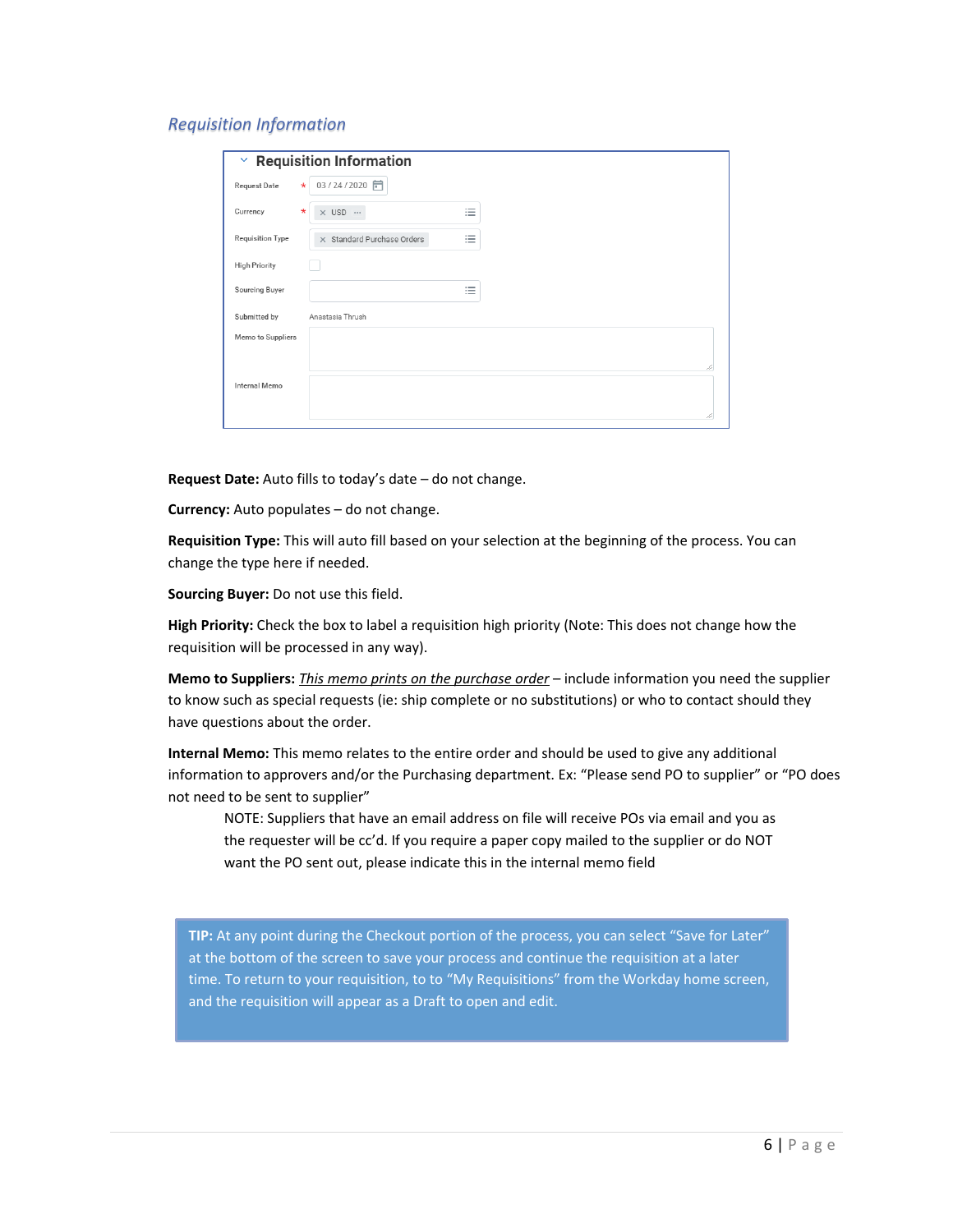## *Requisition Information*

**Request Date:** Auto fills to today's date – do not change.

**Currency:** Auto populates – do not change.

**Requisition Type:** This will auto fill based on your selection at the beginning of the process. You can change the type here if needed.

**Sourcing Buyer:** Do not use this field.

**High Priority:** Check the box to label a requisition high priority (Note: This does not change how the requisition will be processed in any way).

**Memo to Suppliers:** *This memo prints on the purchase order* – include information you need the supplier to know such as special requests (ie: ship complete or no substitutions) or who to contact should they have questions about the order.

**Internal Memo:** This memo relates to the entire order and should be used to give any additional information to approvers and/or the Purchasing department. Ex: "Please send PO to supplier" or "PO does not need to be sent to supplier"

> NOTE: Suppliers that have an email address on file will receive POs via email and you as the requester will be cc'd. If you require a paper copy mailed to the supplier or do NOT want the PO sent out, please indicate this in the internal memo field

> **TIP:** At any point during the Checkout portion of the process, you can select "Save for Later" at the bottom of the screen to save your process and continue the requisition at a later time. To return to your requisition, to to "My Requisitions" from the Workday home screen, and the requisition will appear as a Draft to open and edit.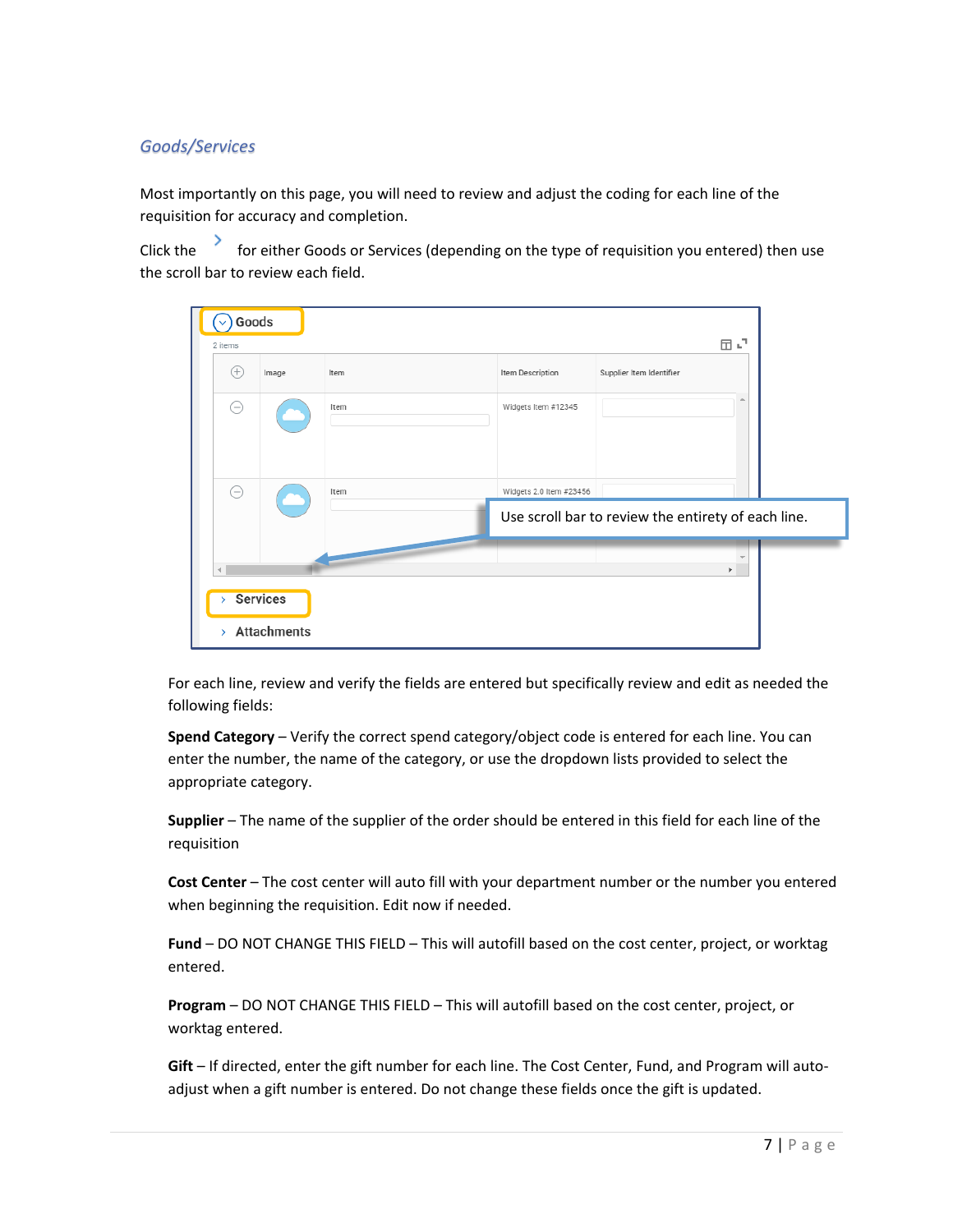## *Goods/Services*

Most importantly on this page, you will need to review and adjust the coding for each line of the requisition for accuracy and completion.

Click the › for either Goods or Services (depending on the type of requisition you entered) then use the scroll bar to review each field.

For each line, review and verify the fields are entered but specifically review and edit as needed the following fields:

**Spend Category** – Verify the correct spend category/object code is entered for each line. You can enter the number, the name of the category, or use the dropdown lists provided to select the appropriate category.

**Supplier** – The name of the supplier of the order should be entered in this field for each line of the requisition

**Cost Center** – The cost center will auto fill with your department number or the number you entered when beginning the requisition. Edit now if needed.

**Fund** – DO NOT CHANGE THIS FIELD – This will autofill based on the cost center, project, or worktag entered.

**Program** – DO NOT CHANGE THIS FIELD – This will autofill based on the cost center, project, or worktag entered.

**Gift** – If directed, enter the gift number for each line. The Cost Center, Fund, and Program will auto-adjust when a gift number is entered. Do not change these fields once the gift is updated.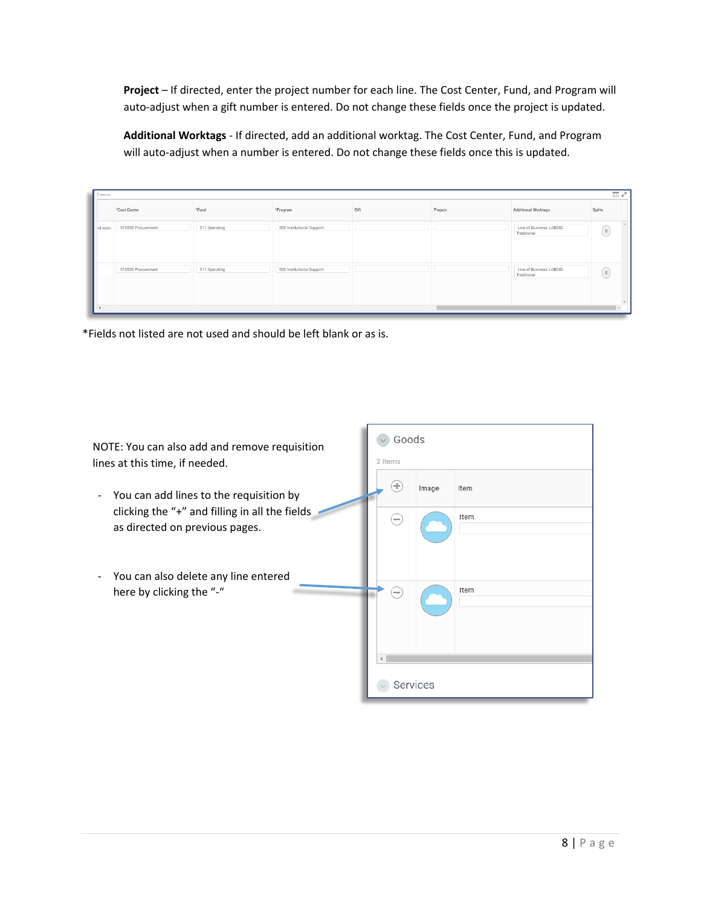**Project** – If directed, enter the project number for each line. The Cost Center, Fund, and Program will auto-adjust when a gift number is entered. Do not change these fields once the project is updated.

**Additional Worktags** - If directed, add an additional worktag. The Cost Center, Fund, and Program will auto-adjust when a number is entered. Do not change these fields once this is updated.

| | *Cost Center | *Fund | *Program | Gift | Project | Additional Worktags | Splits |
|---|---|---|---|---|---|---|---|
| nd worn | 510550 Procurement | 111 Operating | 500 Institutional Support | | | Line of Business: LOB002 Traditional | 0 |
| | 510550 Procurement | 111 Operating | 500 Institutional Support | | | Line of Business: LOB002 Traditional | 0 |

*Fields not listed are not used and should be left blank or as is.

NOTE: You can also add and remove requisition lines at this time, if needed.

- You can add lines to the requisition by clicking the "+" and filling in all the fields as directed on previous pages.
- You can also delete any line entered here by clicking the "-"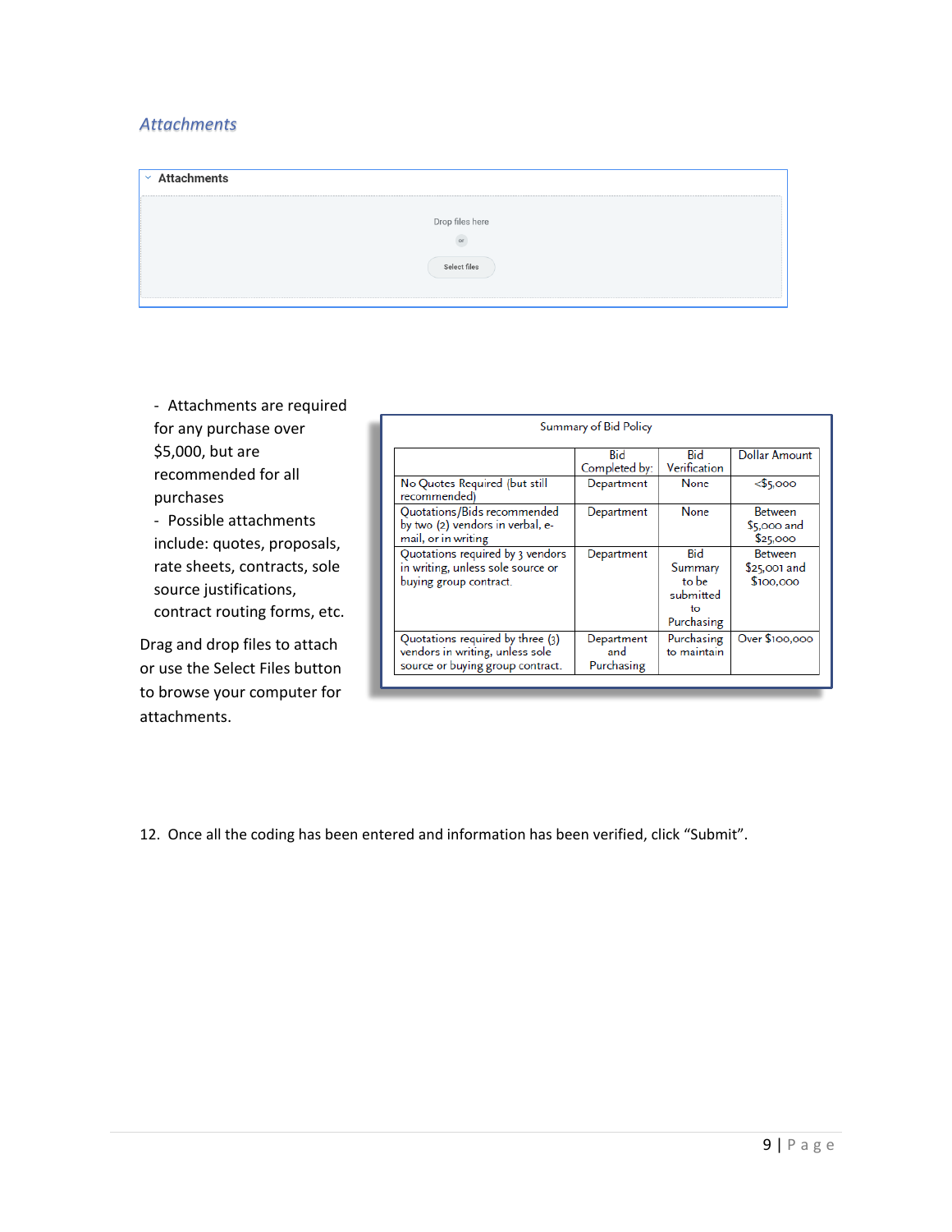### *Attachments*

**Attachments**

Drop files here

or

Select files

- Attachments are required for any purchase over $5,000, but are recommended for all purchases
- Possible attachments include: quotes, proposals, rate sheets, contracts, sole source justifications, contract routing forms, etc.

Drag and drop files to attach or use the Select Files button to browse your computer for attachments.

Summary of Bid Policy

| | Bid Completed by: | Bid Verification | Dollar Amount |
|---|---|---|---|
| No Quotes Required (but still recommended) | Department | None | <$5,000 |
| Quotations/Bids recommended by two (2) vendors in verbal, e-mail, or in writing | Department | None | Between $5,000 and $25,000 |
| Quotations required by 3 vendors in writing, unless sole source or buying group contract. | Department | Bid Summary to be submitted to Purchasing | Between $25,001 and $100,000 |
| Quotations required by three (3) vendors in writing, unless sole source or buying group contract. | Department and Purchasing | Purchasing to maintain | Over $100,000 |

12. Once all the coding has been entered and information has been verified, click "Submit".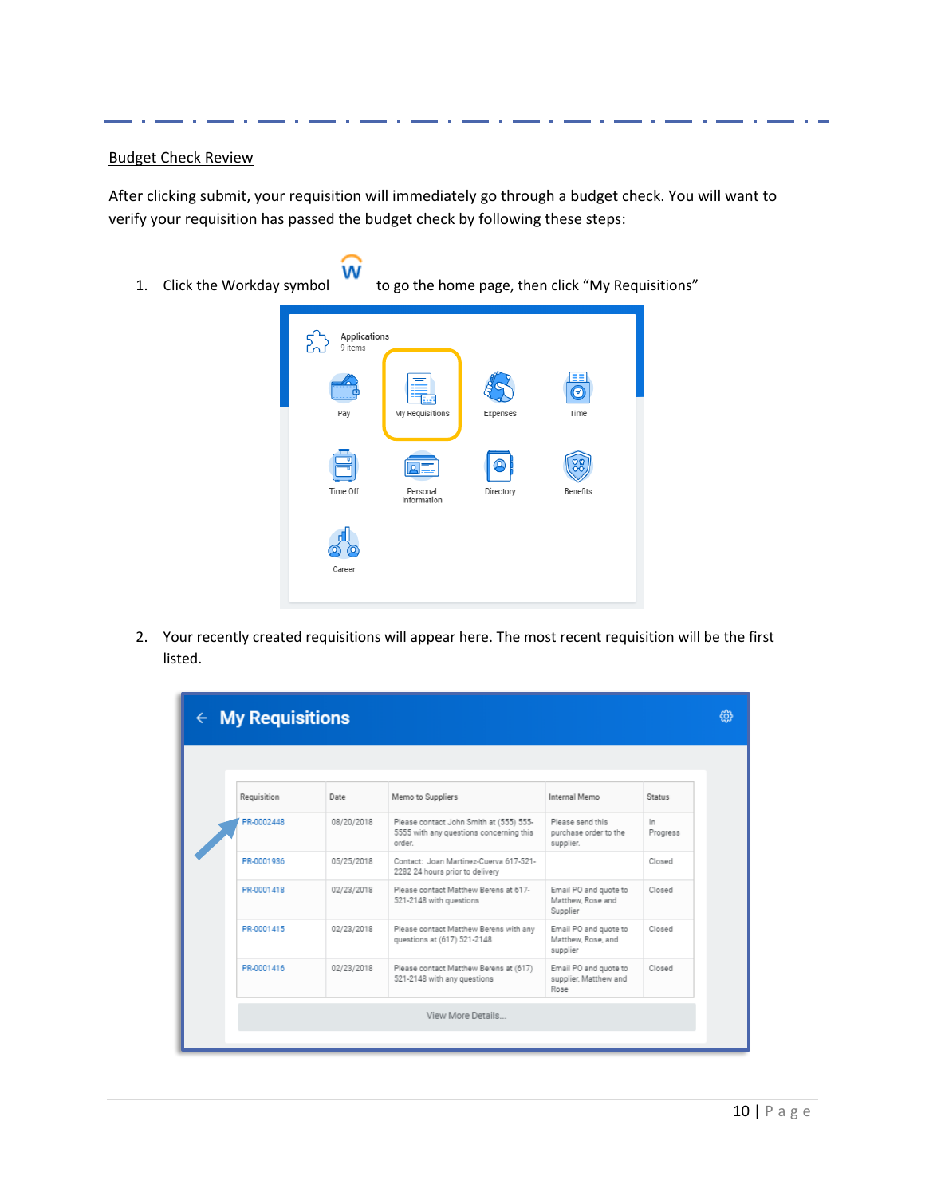Budget Check Review

After clicking submit, your requisition will immediately go through a budget check. You will want to verify your requisition has passed the budget check by following these steps:

1. Click the Workday symbol to go the home page, then click "My Requisitions"

2. Your recently created requisitions will appear here. The most recent requisition will be the first listed.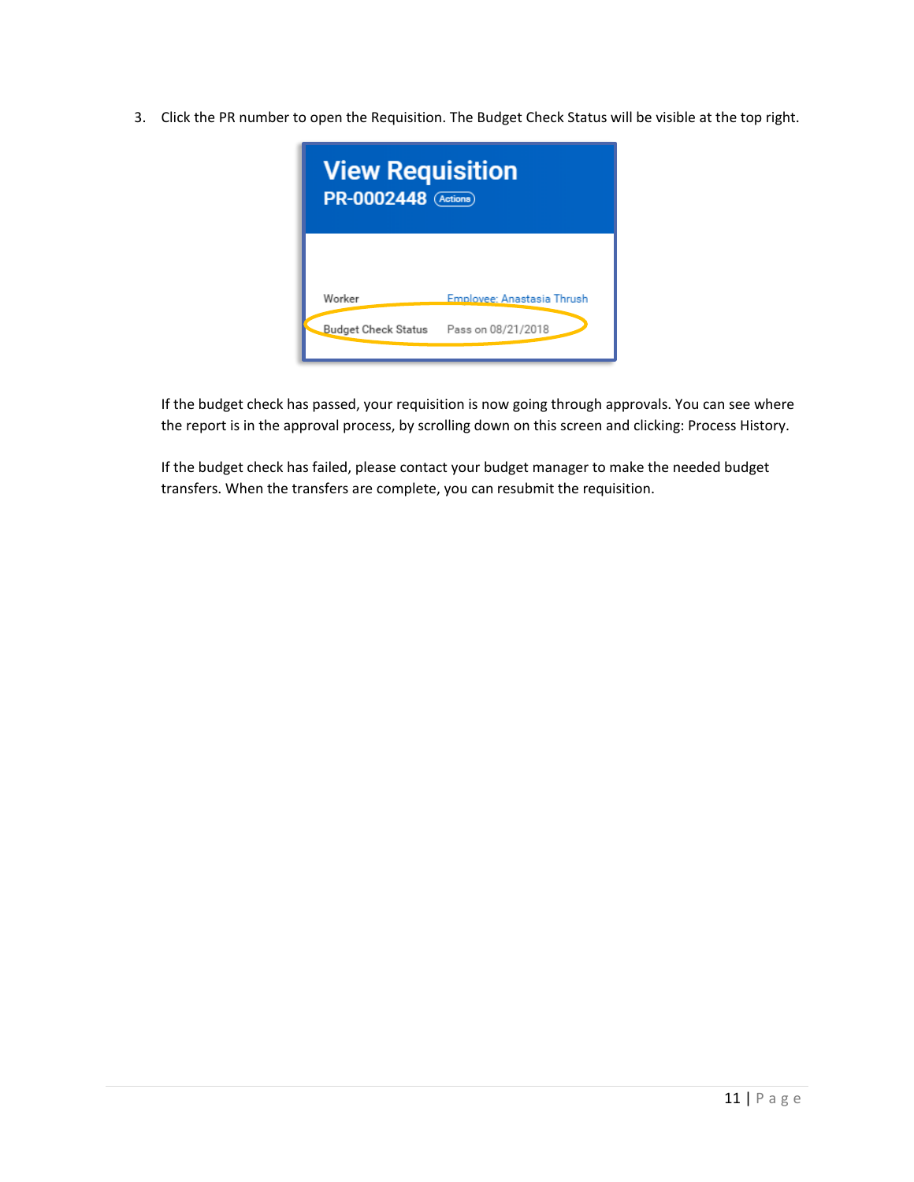3. Click the PR number to open the Requisition. The Budget Check Status will be visible at the top right.

View Requisition
PR-0002448 Actions

Worker Employee: Anastasia Thrush
Budget Check Status Pass on 08/21/2018

If the budget check has passed, your requisition is now going through approvals. You can see where the report is in the approval process, by scrolling down on this screen and clicking: Process History.

If the budget check has failed, please contact your budget manager to make the needed budget transfers. When the transfers are complete, you can resubmit the requisition.